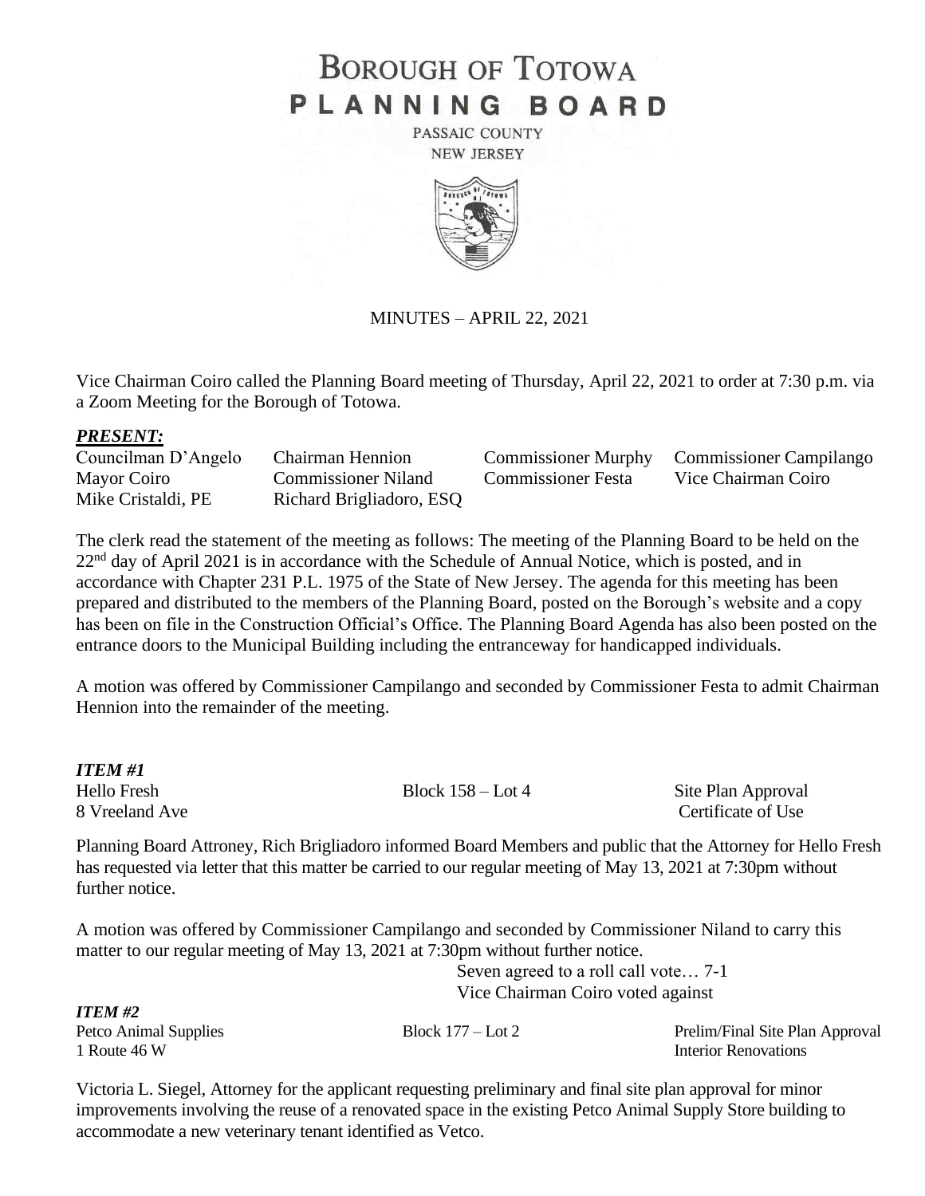# BOROUGH OF TOTOWA PLANNING BOARD

PASSAIC COUNTY
NEW JERSEY

MINUTES – APRIL 22, 2021

Vice Chairman Coiro called the Planning Board meeting of Thursday, April 22, 2021 to order at 7:30 p.m. via a Zoom Meeting for the Borough of Totowa.

***PRESENT:***

| | | | |
|---|---|---|---|
| Councilman D'Angelo | Chairman Hennion | Commissioner Murphy | Commissioner Campilango |
| Mayor Coiro | Commissioner Niland | Commissioner Festa | Vice Chairman Coiro |
| Mike Cristaldi, PE | Richard Brigliadoro, ESQ | | |

The clerk read the statement of the meeting as follows: The meeting of the Planning Board to be held on the 22nd day of April 2021 is in accordance with the Schedule of Annual Notice, which is posted, and in accordance with Chapter 231 P.L. 1975 of the State of New Jersey. The agenda for this meeting has been prepared and distributed to the members of the Planning Board, posted on the Borough's website and a copy has been on file in the Construction Official's Office. The Planning Board Agenda has also been posted on the entrance doors to the Municipal Building including the entranceway for handicapped individuals.

A motion was offered by Commissioner Campilango and seconded by Commissioner Festa to admit Chairman Hennion into the remainder of the meeting.

***ITEM #1***

| | | |
|---|---|---|
| Hello Fresh | Block 158 – Lot 4 | Site Plan Approval |
| 8 Vreeland Ave | | Certificate of Use |

Planning Board Attroney, Rich Brigliadoro informed Board Members and public that the Attorney for Hello Fresh has requested via letter that this matter be carried to our regular meeting of May 13, 2021 at 7:30pm without further notice.

A motion was offered by Commissioner Campilango and seconded by Commissioner Niland to carry this matter to our regular meeting of May 13, 2021 at 7:30pm without further notice.

Seven agreed to a roll call vote… 7-1
Vice Chairman Coiro voted against

***ITEM #2***

| | | |
|---|---|---|
| Petco Animal Supplies | Block 177 – Lot 2 | Prelim/Final Site Plan Approval |
| 1 Route 46 W | | Interior Renovations |

Victoria L. Siegel, Attorney for the applicant requesting preliminary and final site plan approval for minor improvements involving the reuse of a renovated space in the existing Petco Animal Supply Store building to accommodate a new veterinary tenant identified as Vetco.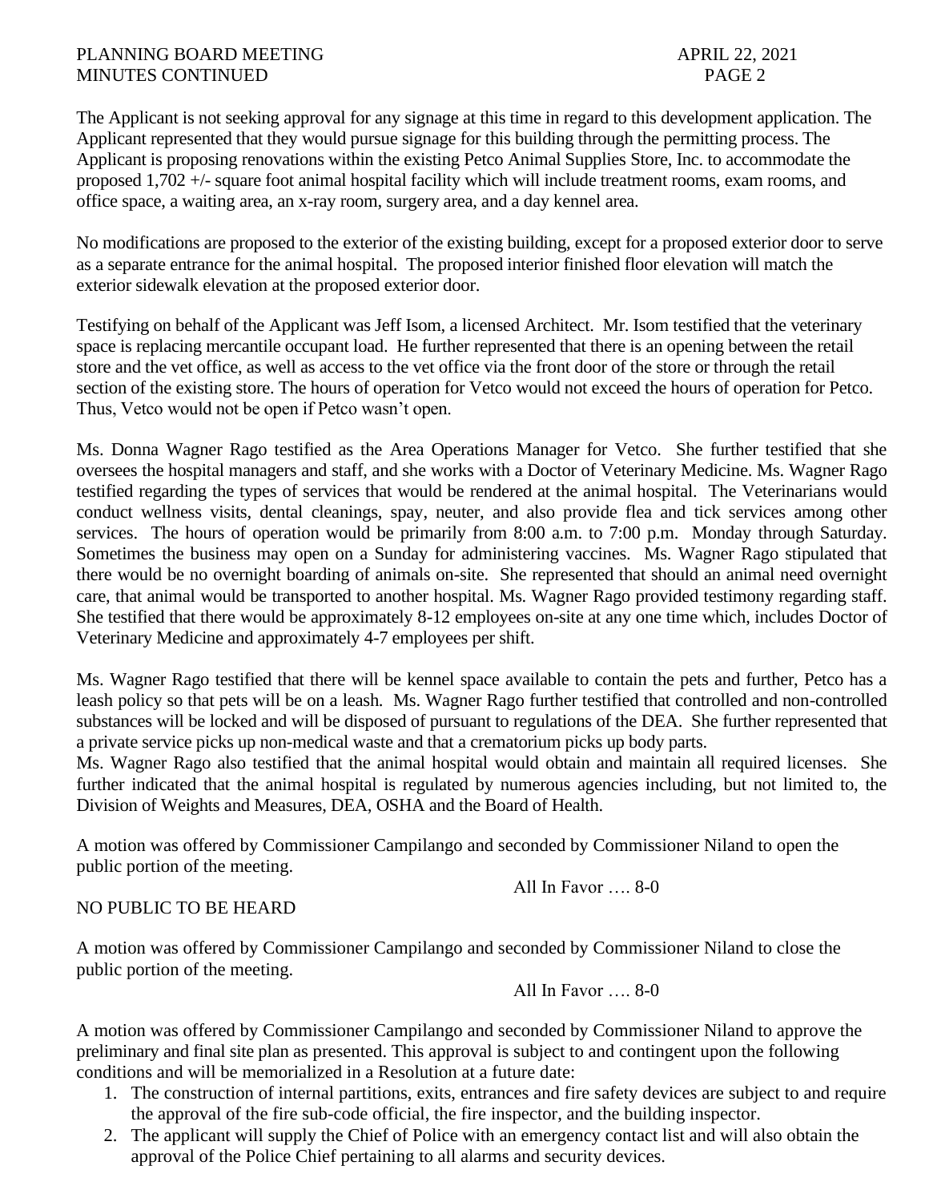The Applicant is not seeking approval for any signage at this time in regard to this development application. The Applicant represented that they would pursue signage for this building through the permitting process. The Applicant is proposing renovations within the existing Petco Animal Supplies Store, Inc. to accommodate the proposed 1,702 +/- square foot animal hospital facility which will include treatment rooms, exam rooms, and office space, a waiting area, an x-ray room, surgery area, and a day kennel area.

No modifications are proposed to the exterior of the existing building, except for a proposed exterior door to serve as a separate entrance for the animal hospital. The proposed interior finished floor elevation will match the exterior sidewalk elevation at the proposed exterior door.

Testifying on behalf of the Applicant was Jeff Isom, a licensed Architect. Mr. Isom testified that the veterinary space is replacing mercantile occupant load. He further represented that there is an opening between the retail store and the vet office, as well as access to the vet office via the front door of the store or through the retail section of the existing store. The hours of operation for Vetco would not exceed the hours of operation for Petco. Thus, Vetco would not be open if Petco wasn't open.

Ms. Donna Wagner Rago testified as the Area Operations Manager for Vetco. She further testified that she oversees the hospital managers and staff, and she works with a Doctor of Veterinary Medicine. Ms. Wagner Rago testified regarding the types of services that would be rendered at the animal hospital. The Veterinarians would conduct wellness visits, dental cleanings, spay, neuter, and also provide flea and tick services among other services. The hours of operation would be primarily from 8:00 a.m. to 7:00 p.m. Monday through Saturday. Sometimes the business may open on a Sunday for administering vaccines. Ms. Wagner Rago stipulated that there would be no overnight boarding of animals on-site. She represented that should an animal need overnight care, that animal would be transported to another hospital. Ms. Wagner Rago provided testimony regarding staff. She testified that there would be approximately 8-12 employees on-site at any one time which, includes Doctor of Veterinary Medicine and approximately 4-7 employees per shift.

Ms. Wagner Rago testified that there will be kennel space available to contain the pets and further, Petco has a leash policy so that pets will be on a leash. Ms. Wagner Rago further testified that controlled and non-controlled substances will be locked and will be disposed of pursuant to regulations of the DEA. She further represented that a private service picks up non-medical waste and that a crematorium picks up body parts.
Ms. Wagner Rago also testified that the animal hospital would obtain and maintain all required licenses. She further indicated that the animal hospital is regulated by numerous agencies including, but not limited to, the Division of Weights and Measures, DEA, OSHA and the Board of Health.

A motion was offered by Commissioner Campilango and seconded by Commissioner Niland to open the public portion of the meeting.

All In Favor …. 8-0

NO PUBLIC TO BE HEARD

A motion was offered by Commissioner Campilango and seconded by Commissioner Niland to close the public portion of the meeting.

All In Favor …. 8-0

A motion was offered by Commissioner Campilango and seconded by Commissioner Niland to approve the preliminary and final site plan as presented. This approval is subject to and contingent upon the following conditions and will be memorialized in a Resolution at a future date:

1. The construction of internal partitions, exits, entrances and fire safety devices are subject to and require the approval of the fire sub-code official, the fire inspector, and the building inspector.
2. The applicant will supply the Chief of Police with an emergency contact list and will also obtain the approval of the Police Chief pertaining to all alarms and security devices.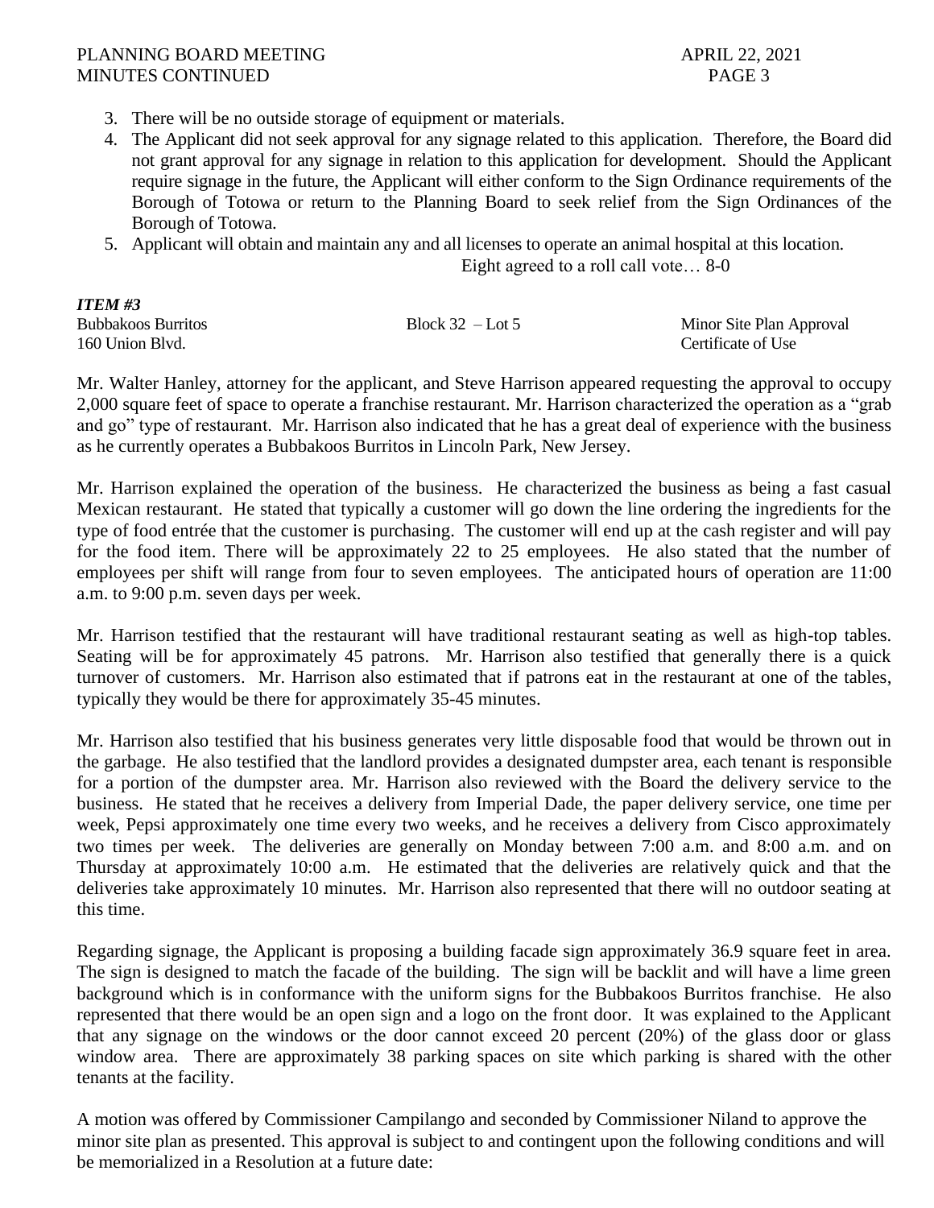3. There will be no outside storage of equipment or materials.
4. The Applicant did not seek approval for any signage related to this application. Therefore, the Board did not grant approval for any signage in relation to this application for development. Should the Applicant require signage in the future, the Applicant will either conform to the Sign Ordinance requirements of the Borough of Totowa or return to the Planning Board to seek relief from the Sign Ordinances of the Borough of Totowa.
5. Applicant will obtain and maintain any and all licenses to operate an animal hospital at this location.

Eight agreed to a roll call vote… 8-0

***ITEM #3***

| | | |
|---|---|---|
| Bubbakoos Burritos | Block 32 – Lot 5 | Minor Site Plan Approval |
| 160 Union Blvd. | | Certificate of Use |

Mr. Walter Hanley, attorney for the applicant, and Steve Harrison appeared requesting the approval to occupy 2,000 square feet of space to operate a franchise restaurant. Mr. Harrison characterized the operation as a "grab and go" type of restaurant. Mr. Harrison also indicated that he has a great deal of experience with the business as he currently operates a Bubbakoos Burritos in Lincoln Park, New Jersey.

Mr. Harrison explained the operation of the business. He characterized the business as being a fast casual Mexican restaurant. He stated that typically a customer will go down the line ordering the ingredients for the type of food entrée that the customer is purchasing. The customer will end up at the cash register and will pay for the food item. There will be approximately 22 to 25 employees. He also stated that the number of employees per shift will range from four to seven employees. The anticipated hours of operation are 11:00 a.m. to 9:00 p.m. seven days per week.

Mr. Harrison testified that the restaurant will have traditional restaurant seating as well as high-top tables. Seating will be for approximately 45 patrons. Mr. Harrison also testified that generally there is a quick turnover of customers. Mr. Harrison also estimated that if patrons eat in the restaurant at one of the tables, typically they would be there for approximately 35-45 minutes.

Mr. Harrison also testified that his business generates very little disposable food that would be thrown out in the garbage. He also testified that the landlord provides a designated dumpster area, each tenant is responsible for a portion of the dumpster area. Mr. Harrison also reviewed with the Board the delivery service to the business. He stated that he receives a delivery from Imperial Dade, the paper delivery service, one time per week, Pepsi approximately one time every two weeks, and he receives a delivery from Cisco approximately two times per week. The deliveries are generally on Monday between 7:00 a.m. and 8:00 a.m. and on Thursday at approximately 10:00 a.m. He estimated that the deliveries are relatively quick and that the deliveries take approximately 10 minutes. Mr. Harrison also represented that there will no outdoor seating at this time.

Regarding signage, the Applicant is proposing a building facade sign approximately 36.9 square feet in area. The sign is designed to match the facade of the building. The sign will be backlit and will have a lime green background which is in conformance with the uniform signs for the Bubbakoos Burritos franchise. He also represented that there would be an open sign and a logo on the front door. It was explained to the Applicant that any signage on the windows or the door cannot exceed 20 percent (20%) of the glass door or glass window area. There are approximately 38 parking spaces on site which parking is shared with the other tenants at the facility.

A motion was offered by Commissioner Campilango and seconded by Commissioner Niland to approve the minor site plan as presented. This approval is subject to and contingent upon the following conditions and will be memorialized in a Resolution at a future date: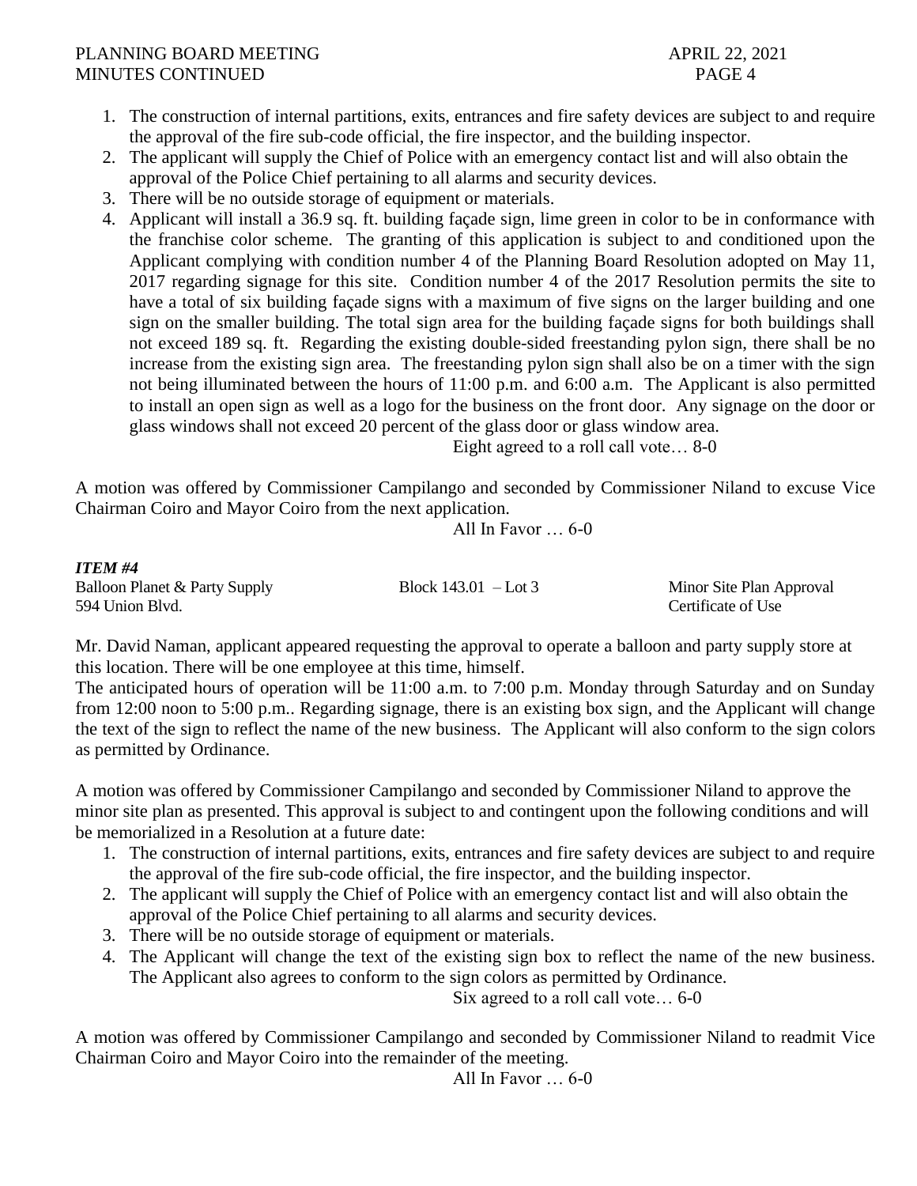1. The construction of internal partitions, exits, entrances and fire safety devices are subject to and require the approval of the fire sub-code official, the fire inspector, and the building inspector.
2. The applicant will supply the Chief of Police with an emergency contact list and will also obtain the approval of the Police Chief pertaining to all alarms and security devices.
3. There will be no outside storage of equipment or materials.
4. Applicant will install a 36.9 sq. ft. building façade sign, lime green in color to be in conformance with the franchise color scheme. The granting of this application is subject to and conditioned upon the Applicant complying with condition number 4 of the Planning Board Resolution adopted on May 11, 2017 regarding signage for this site. Condition number 4 of the 2017 Resolution permits the site to have a total of six building façade signs with a maximum of five signs on the larger building and one sign on the smaller building. The total sign area for the building façade signs for both buildings shall not exceed 189 sq. ft. Regarding the existing double-sided freestanding pylon sign, there shall be no increase from the existing sign area. The freestanding pylon sign shall also be on a timer with the sign not being illuminated between the hours of 11:00 p.m. and 6:00 a.m. The Applicant is also permitted to install an open sign as well as a logo for the business on the front door. Any signage on the door or glass windows shall not exceed 20 percent of the glass door or glass window area.

Eight agreed to a roll call vote… 8-0

A motion was offered by Commissioner Campilango and seconded by Commissioner Niland to excuse Vice Chairman Coiro and Mayor Coiro from the next application.

All In Favor … 6-0

***ITEM #4***

Balloon Planet & Party Supply — Block 143.01 – Lot 3 — Minor Site Plan Approval
594 Union Blvd. — Certificate of Use

Mr. David Naman, applicant appeared requesting the approval to operate a balloon and party supply store at this location. There will be one employee at this time, himself.
The anticipated hours of operation will be 11:00 a.m. to 7:00 p.m. Monday through Saturday and on Sunday from 12:00 noon to 5:00 p.m.. Regarding signage, there is an existing box sign, and the Applicant will change the text of the sign to reflect the name of the new business. The Applicant will also conform to the sign colors as permitted by Ordinance.

A motion was offered by Commissioner Campilango and seconded by Commissioner Niland to approve the minor site plan as presented. This approval is subject to and contingent upon the following conditions and will be memorialized in a Resolution at a future date:

1. The construction of internal partitions, exits, entrances and fire safety devices are subject to and require the approval of the fire sub-code official, the fire inspector, and the building inspector.
2. The applicant will supply the Chief of Police with an emergency contact list and will also obtain the approval of the Police Chief pertaining to all alarms and security devices.
3. There will be no outside storage of equipment or materials.
4. The Applicant will change the text of the existing sign box to reflect the name of the new business. The Applicant also agrees to conform to the sign colors as permitted by Ordinance.

Six agreed to a roll call vote… 6-0

A motion was offered by Commissioner Campilango and seconded by Commissioner Niland to readmit Vice Chairman Coiro and Mayor Coiro into the remainder of the meeting.

All In Favor … 6-0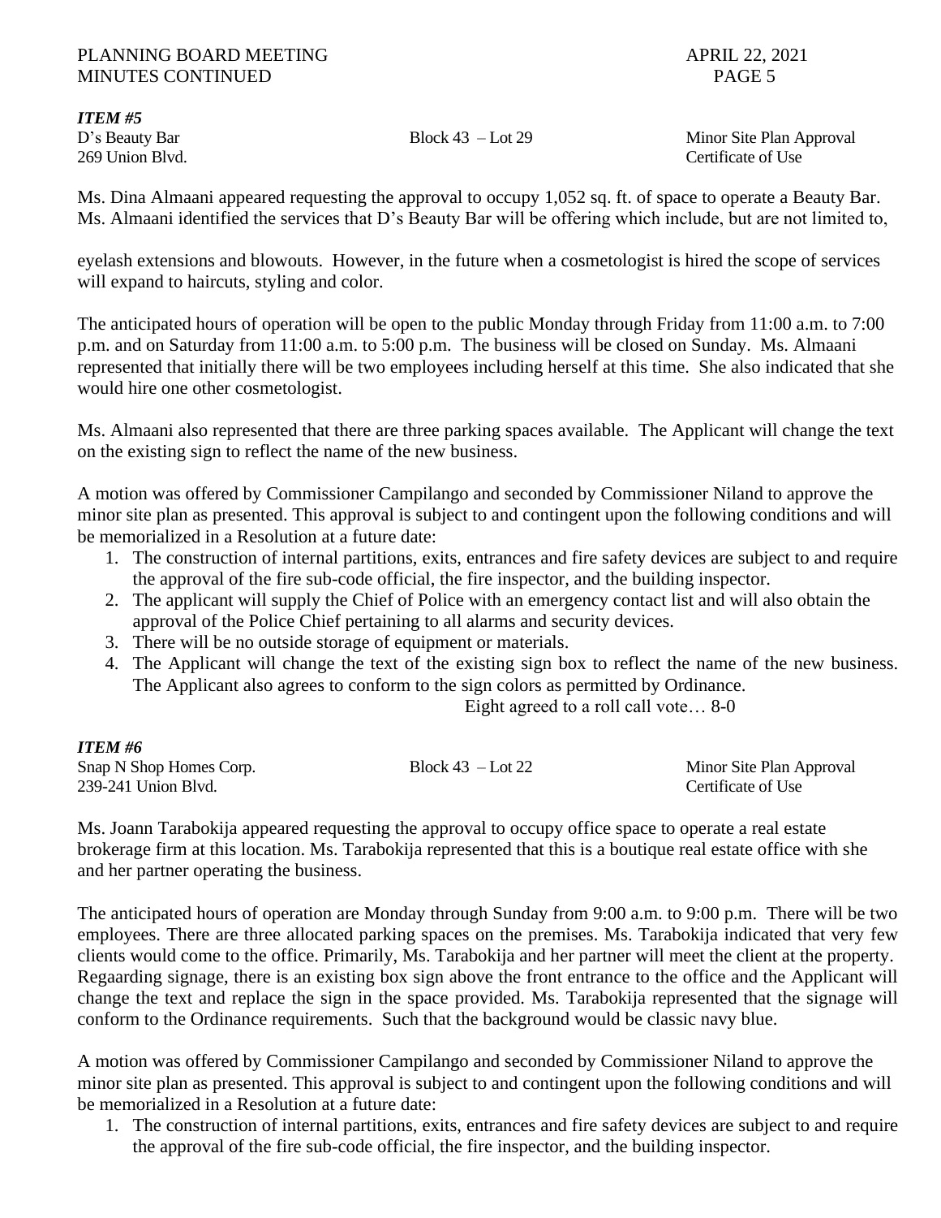***ITEM #5***

D's Beauty Bar | Block 43 – Lot 29 | Minor Site Plan Approval
269 Union Blvd. | | Certificate of Use

Ms. Dina Almaani appeared requesting the approval to occupy 1,052 sq. ft. of space to operate a Beauty Bar. Ms. Almaani identified the services that D's Beauty Bar will be offering which include, but are not limited to,

eyelash extensions and blowouts. However, in the future when a cosmetologist is hired the scope of services will expand to haircuts, styling and color.

The anticipated hours of operation will be open to the public Monday through Friday from 11:00 a.m. to 7:00 p.m. and on Saturday from 11:00 a.m. to 5:00 p.m. The business will be closed on Sunday. Ms. Almaani represented that initially there will be two employees including herself at this time. She also indicated that she would hire one other cosmetologist.

Ms. Almaani also represented that there are three parking spaces available. The Applicant will change the text on the existing sign to reflect the name of the new business.

A motion was offered by Commissioner Campilango and seconded by Commissioner Niland to approve the minor site plan as presented. This approval is subject to and contingent upon the following conditions and will be memorialized in a Resolution at a future date:

1. The construction of internal partitions, exits, entrances and fire safety devices are subject to and require the approval of the fire sub-code official, the fire inspector, and the building inspector.
2. The applicant will supply the Chief of Police with an emergency contact list and will also obtain the approval of the Police Chief pertaining to all alarms and security devices.
3. There will be no outside storage of equipment or materials.
4. The Applicant will change the text of the existing sign box to reflect the name of the new business. The Applicant also agrees to conform to the sign colors as permitted by Ordinance.

Eight agreed to a roll call vote… 8-0

***ITEM #6***

Snap N Shop Homes Corp. | Block 43 – Lot 22 | Minor Site Plan Approval
239-241 Union Blvd. | | Certificate of Use

Ms. Joann Tarabokija appeared requesting the approval to occupy office space to operate a real estate brokerage firm at this location. Ms. Tarabokija represented that this is a boutique real estate office with she and her partner operating the business.

The anticipated hours of operation are Monday through Sunday from 9:00 a.m. to 9:00 p.m. There will be two employees. There are three allocated parking spaces on the premises. Ms. Tarabokija indicated that very few clients would come to the office. Primarily, Ms. Tarabokija and her partner will meet the client at the property. Regaarding signage, there is an existing box sign above the front entrance to the office and the Applicant will change the text and replace the sign in the space provided. Ms. Tarabokija represented that the signage will conform to the Ordinance requirements. Such that the background would be classic navy blue.

A motion was offered by Commissioner Campilango and seconded by Commissioner Niland to approve the minor site plan as presented. This approval is subject to and contingent upon the following conditions and will be memorialized in a Resolution at a future date:

1. The construction of internal partitions, exits, entrances and fire safety devices are subject to and require the approval of the fire sub-code official, the fire inspector, and the building inspector.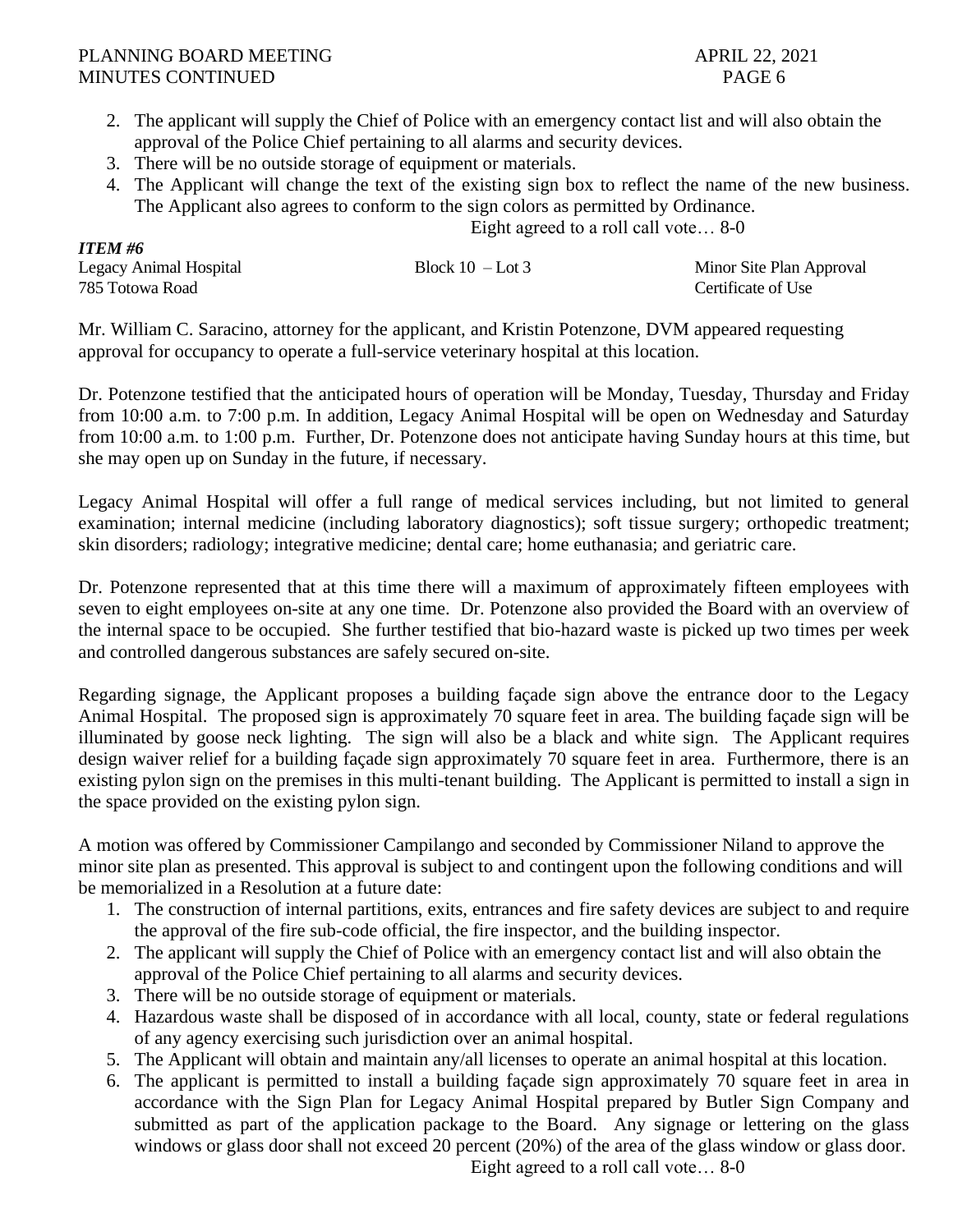2. The applicant will supply the Chief of Police with an emergency contact list and will also obtain the approval of the Police Chief pertaining to all alarms and security devices.
3. There will be no outside storage of equipment or materials.
4. The Applicant will change the text of the existing sign box to reflect the name of the new business. The Applicant also agrees to conform to the sign colors as permitted by Ordinance.

Eight agreed to a roll call vote… 8-0

***ITEM #6***

| | | |
|---|---|---|
| Legacy Animal Hospital | Block 10 – Lot 3 | Minor Site Plan Approval |
| 785 Totowa Road | | Certificate of Use |

Mr. William C. Saracino, attorney for the applicant, and Kristin Potenzone, DVM appeared requesting approval for occupancy to operate a full-service veterinary hospital at this location.

Dr. Potenzone testified that the anticipated hours of operation will be Monday, Tuesday, Thursday and Friday from 10:00 a.m. to 7:00 p.m. In addition, Legacy Animal Hospital will be open on Wednesday and Saturday from 10:00 a.m. to 1:00 p.m. Further, Dr. Potenzone does not anticipate having Sunday hours at this time, but she may open up on Sunday in the future, if necessary.

Legacy Animal Hospital will offer a full range of medical services including, but not limited to general examination; internal medicine (including laboratory diagnostics); soft tissue surgery; orthopedic treatment; skin disorders; radiology; integrative medicine; dental care; home euthanasia; and geriatric care.

Dr. Potenzone represented that at this time there will a maximum of approximately fifteen employees with seven to eight employees on-site at any one time. Dr. Potenzone also provided the Board with an overview of the internal space to be occupied. She further testified that bio-hazard waste is picked up two times per week and controlled dangerous substances are safely secured on-site.

Regarding signage, the Applicant proposes a building façade sign above the entrance door to the Legacy Animal Hospital. The proposed sign is approximately 70 square feet in area. The building façade sign will be illuminated by goose neck lighting. The sign will also be a black and white sign. The Applicant requires design waiver relief for a building façade sign approximately 70 square feet in area. Furthermore, there is an existing pylon sign on the premises in this multi-tenant building. The Applicant is permitted to install a sign in the space provided on the existing pylon sign.

A motion was offered by Commissioner Campilango and seconded by Commissioner Niland to approve the minor site plan as presented. This approval is subject to and contingent upon the following conditions and will be memorialized in a Resolution at a future date:

1. The construction of internal partitions, exits, entrances and fire safety devices are subject to and require the approval of the fire sub-code official, the fire inspector, and the building inspector.
2. The applicant will supply the Chief of Police with an emergency contact list and will also obtain the approval of the Police Chief pertaining to all alarms and security devices.
3. There will be no outside storage of equipment or materials.
4. Hazardous waste shall be disposed of in accordance with all local, county, state or federal regulations of any agency exercising such jurisdiction over an animal hospital.
5. The Applicant will obtain and maintain any/all licenses to operate an animal hospital at this location.
6. The applicant is permitted to install a building façade sign approximately 70 square feet in area in accordance with the Sign Plan for Legacy Animal Hospital prepared by Butler Sign Company and submitted as part of the application package to the Board. Any signage or lettering on the glass windows or glass door shall not exceed 20 percent (20%) of the area of the glass window or glass door.

Eight agreed to a roll call vote… 8-0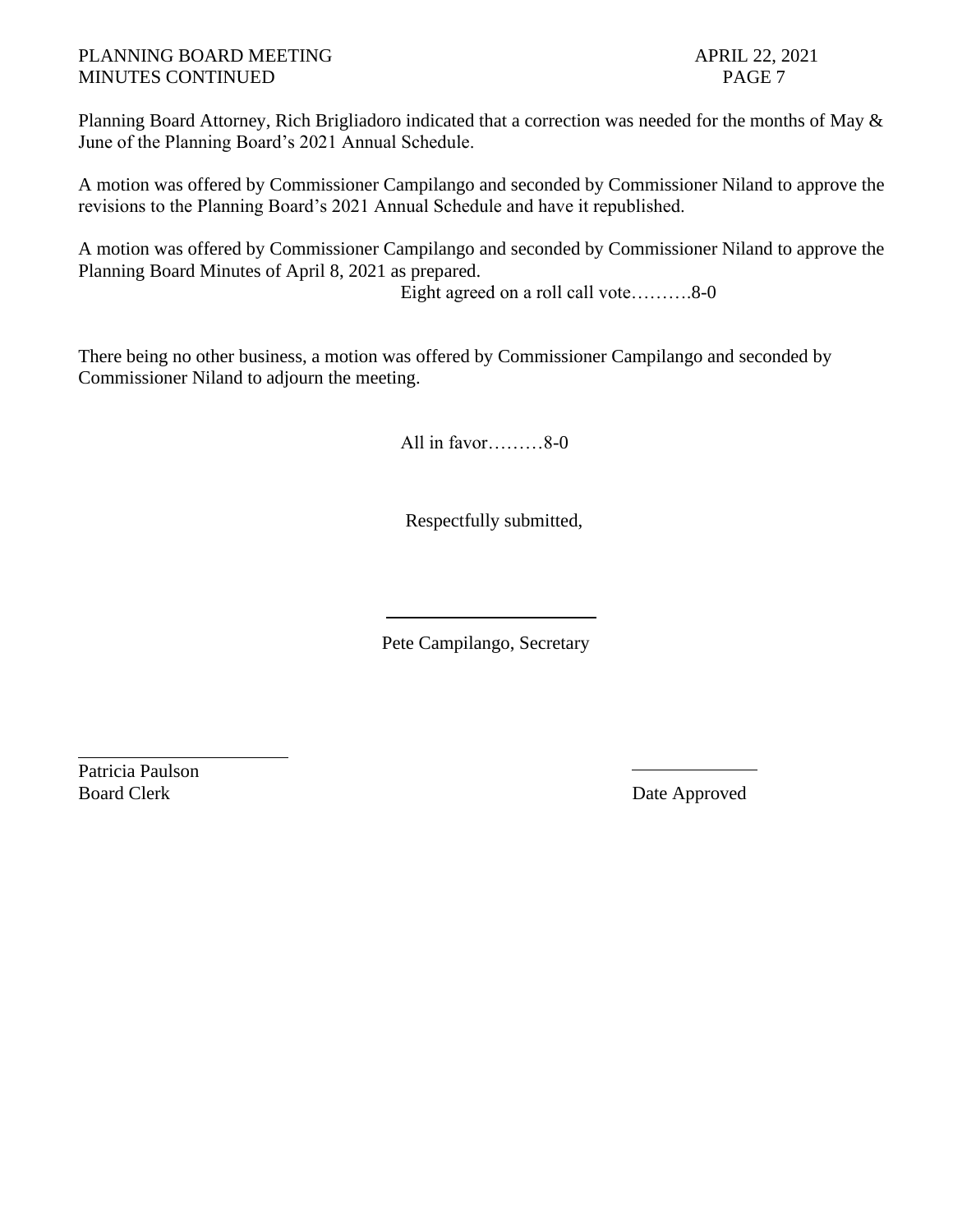Planning Board Attorney, Rich Brigliadoro indicated that a correction was needed for the months of May & June of the Planning Board's 2021 Annual Schedule.

A motion was offered by Commissioner Campilango and seconded by Commissioner Niland to approve the revisions to the Planning Board's 2021 Annual Schedule and have it republished.

A motion was offered by Commissioner Campilango and seconded by Commissioner Niland to approve the Planning Board Minutes of April 8, 2021 as prepared.

Eight agreed on a roll call vote……….8-0

There being no other business, a motion was offered by Commissioner Campilango and seconded by Commissioner Niland to adjourn the meeting.

All in favor………8-0

Respectfully submitted,

Pete Campilango, Secretary

Patricia Paulson
Board Clerk

Date Approved